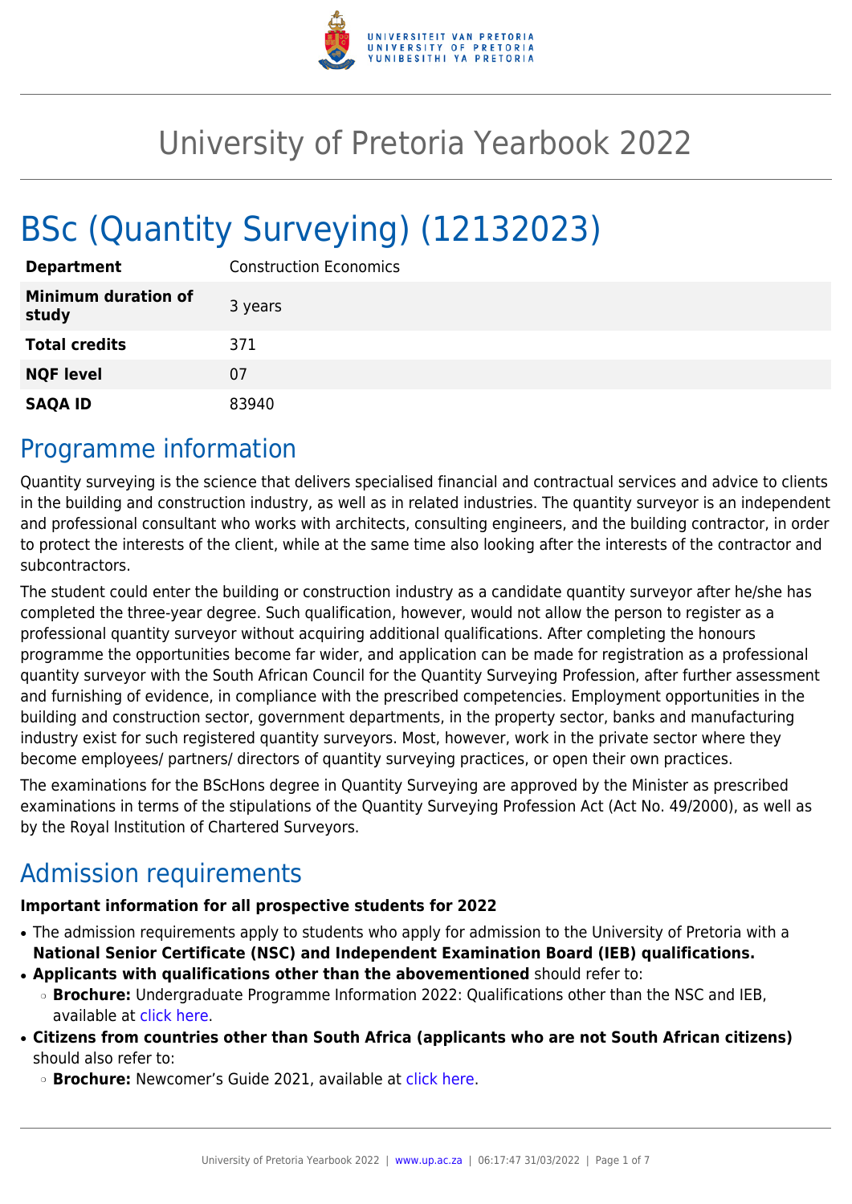# University of Pretoria Yearbook 2022

# BSc (Quantity Surveying) (12132023)

| | |
|---|---|
| **Department** | Construction Economics |
| **Minimum duration of study** | 3 years |
| **Total credits** | 371 |
| **NQF level** | 07 |
| **SAQA ID** | 83940 |

## Programme information

Quantity surveying is the science that delivers specialised financial and contractual services and advice to clients in the building and construction industry, as well as in related industries. The quantity surveyor is an independent and professional consultant who works with architects, consulting engineers, and the building contractor, in order to protect the interests of the client, while at the same time also looking after the interests of the contractor and subcontractors.

The student could enter the building or construction industry as a candidate quantity surveyor after he/she has completed the three-year degree. Such qualification, however, would not allow the person to register as a professional quantity surveyor without acquiring additional qualifications. After completing the honours programme the opportunities become far wider, and application can be made for registration as a professional quantity surveyor with the South African Council for the Quantity Surveying Profession, after further assessment and furnishing of evidence, in compliance with the prescribed competencies. Employment opportunities in the building and construction sector, government departments, in the property sector, banks and manufacturing industry exist for such registered quantity surveyors. Most, however, work in the private sector where they become employees/ partners/ directors of quantity surveying practices, or open their own practices.

The examinations for the BScHons degree in Quantity Surveying are approved by the Minister as prescribed examinations in terms of the stipulations of the Quantity Surveying Profession Act (Act No. 49/2000), as well as by the Royal Institution of Chartered Surveyors.

## Admission requirements

**Important information for all prospective students for 2022**

- The admission requirements apply to students who apply for admission to the University of Pretoria with a **National Senior Certificate (NSC) and Independent Examination Board (IEB) qualifications.**
- **Applicants with qualifications other than the abovementioned** should refer to:
  - **Brochure:** Undergraduate Programme Information 2022: Qualifications other than the NSC and IEB, available at click here.
- **Citizens from countries other than South Africa (applicants who are not South African citizens)** should also refer to:
  - **Brochure:** Newcomer's Guide 2021, available at click here.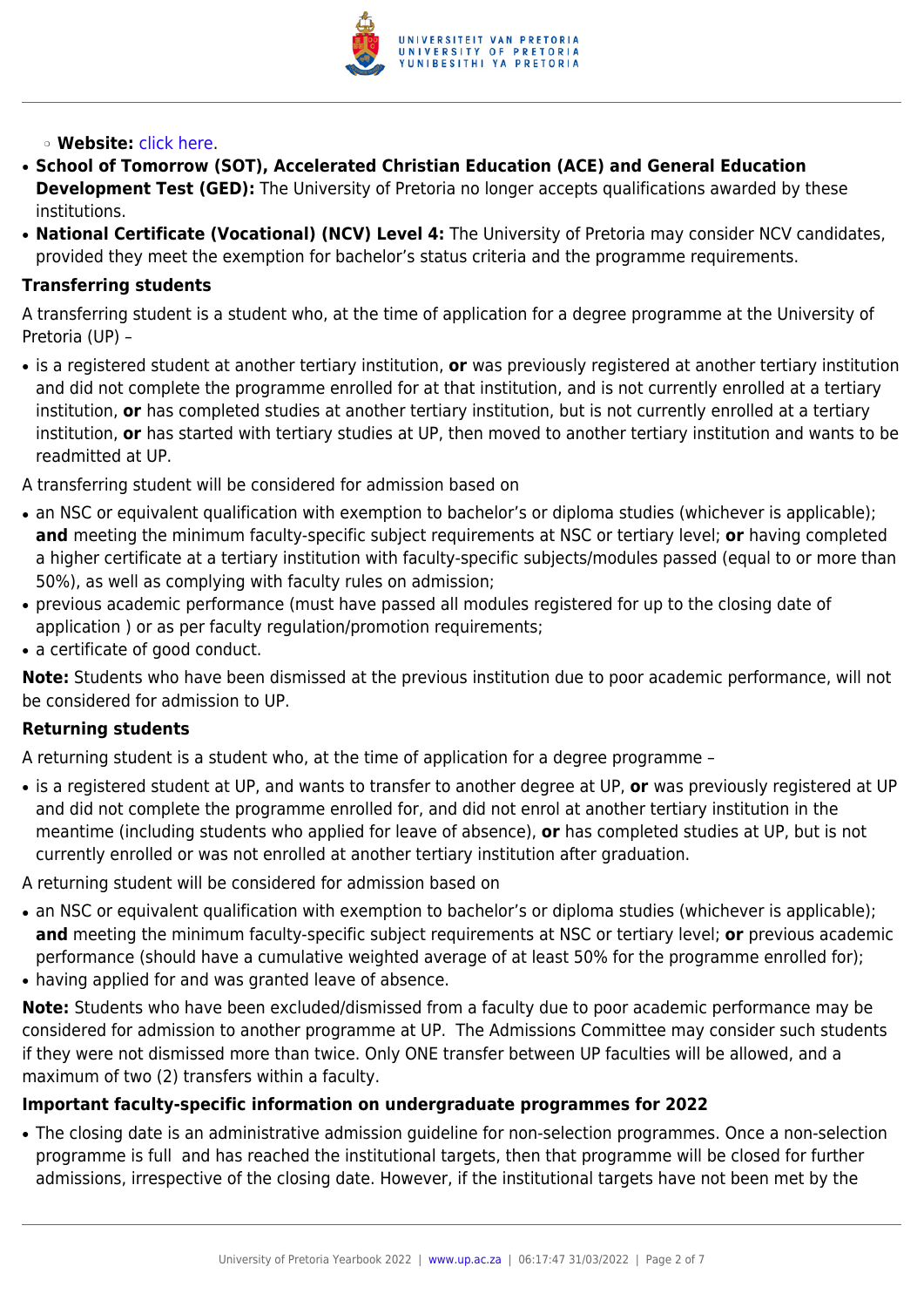- **Website:** click here.
- **School of Tomorrow (SOT), Accelerated Christian Education (ACE) and General Education Development Test (GED):** The University of Pretoria no longer accepts qualifications awarded by these institutions.
- **National Certificate (Vocational) (NCV) Level 4:** The University of Pretoria may consider NCV candidates, provided they meet the exemption for bachelor's status criteria and the programme requirements.

**Transferring students**

A transferring student is a student who, at the time of application for a degree programme at the University of Pretoria (UP) –

- is a registered student at another tertiary institution, **or** was previously registered at another tertiary institution and did not complete the programme enrolled for at that institution, and is not currently enrolled at a tertiary institution, **or** has completed studies at another tertiary institution, but is not currently enrolled at a tertiary institution, **or** has started with tertiary studies at UP, then moved to another tertiary institution and wants to be readmitted at UP.

A transferring student will be considered for admission based on

- an NSC or equivalent qualification with exemption to bachelor's or diploma studies (whichever is applicable); **and** meeting the minimum faculty-specific subject requirements at NSC or tertiary level; **or** having completed a higher certificate at a tertiary institution with faculty-specific subjects/modules passed (equal to or more than 50%), as well as complying with faculty rules on admission;
- previous academic performance (must have passed all modules registered for up to the closing date of application ) or as per faculty regulation/promotion requirements;
- a certificate of good conduct.

**Note:** Students who have been dismissed at the previous institution due to poor academic performance, will not be considered for admission to UP.

**Returning students**

A returning student is a student who, at the time of application for a degree programme –

- is a registered student at UP, and wants to transfer to another degree at UP, **or** was previously registered at UP and did not complete the programme enrolled for, and did not enrol at another tertiary institution in the meantime (including students who applied for leave of absence), **or** has completed studies at UP, but is not currently enrolled or was not enrolled at another tertiary institution after graduation.

A returning student will be considered for admission based on

- an NSC or equivalent qualification with exemption to bachelor's or diploma studies (whichever is applicable); **and** meeting the minimum faculty-specific subject requirements at NSC or tertiary level; **or** previous academic performance (should have a cumulative weighted average of at least 50% for the programme enrolled for);
- having applied for and was granted leave of absence.

**Note:** Students who have been excluded/dismissed from a faculty due to poor academic performance may be considered for admission to another programme at UP. The Admissions Committee may consider such students if they were not dismissed more than twice. Only ONE transfer between UP faculties will be allowed, and a maximum of two (2) transfers within a faculty.

**Important faculty-specific information on undergraduate programmes for 2022**

- The closing date is an administrative admission guideline for non-selection programmes. Once a non-selection programme is full and has reached the institutional targets, then that programme will be closed for further admissions, irrespective of the closing date. However, if the institutional targets have not been met by the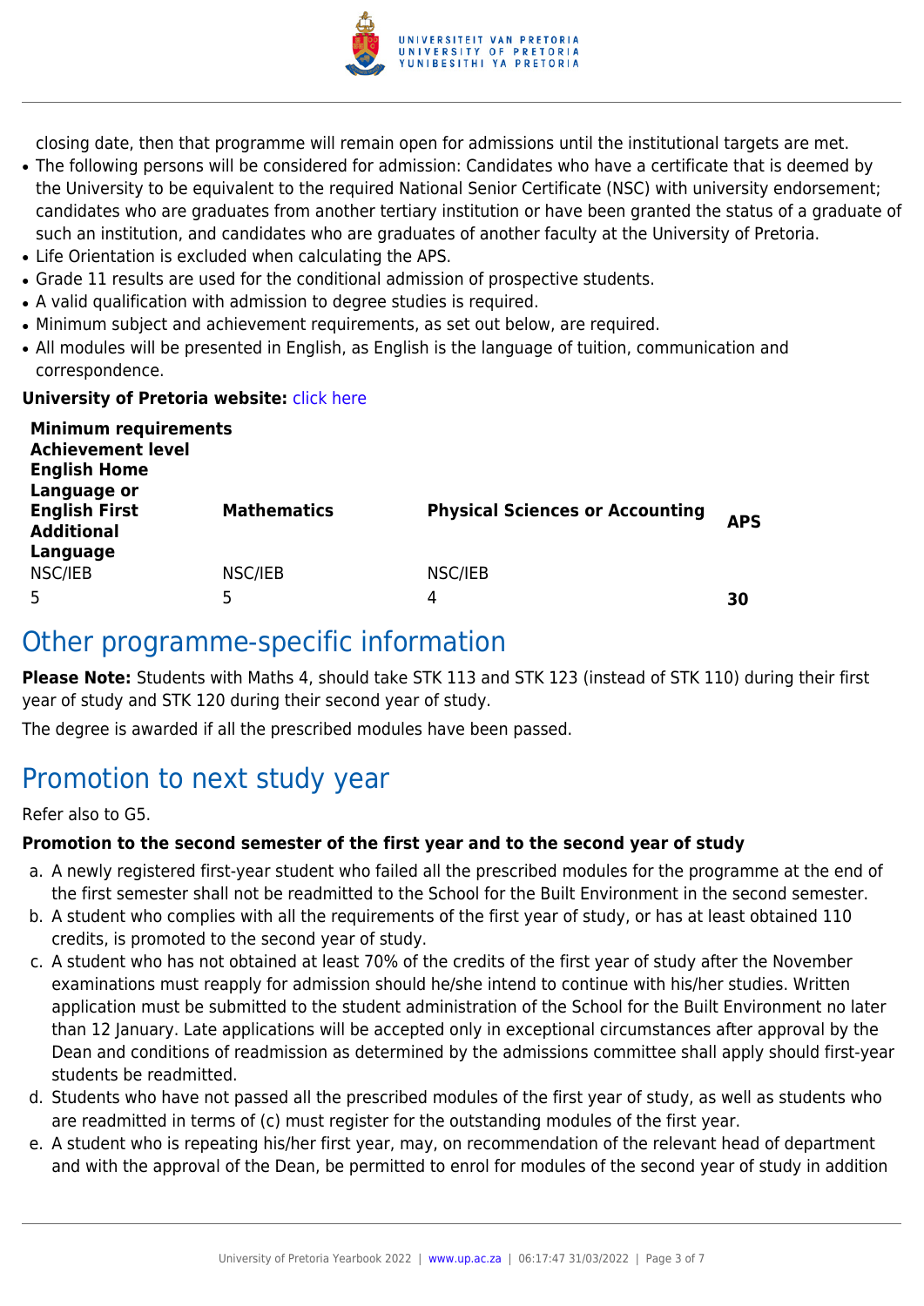closing date, then that programme will remain open for admissions until the institutional targets are met.

- The following persons will be considered for admission: Candidates who have a certificate that is deemed by the University to be equivalent to the required National Senior Certificate (NSC) with university endorsement; candidates who are graduates from another tertiary institution or have been granted the status of a graduate of such an institution, and candidates who are graduates of another faculty at the University of Pretoria.
- Life Orientation is excluded when calculating the APS.
- Grade 11 results are used for the conditional admission of prospective students.
- A valid qualification with admission to degree studies is required.
- Minimum subject and achievement requirements, as set out below, are required.
- All modules will be presented in English, as English is the language of tuition, communication and correspondence.

**University of Pretoria website:** click here

| **Minimum requirements Achievement level English Home Language or English First Additional Language** | **Mathematics** | **Physical Sciences or Accounting** | **APS** |
|---|---|---|---|
| NSC/IEB | NSC/IEB | NSC/IEB | |
| 5 | 5 | 4 | **30** |

# Other programme-specific information

**Please Note:** Students with Maths 4, should take STK 113 and STK 123 (instead of STK 110) during their first year of study and STK 120 during their second year of study.

The degree is awarded if all the prescribed modules have been passed.

# Promotion to next study year

Refer also to G5.

**Promotion to the second semester of the first year and to the second year of study**

a. A newly registered first-year student who failed all the prescribed modules for the programme at the end of the first semester shall not be readmitted to the School for the Built Environment in the second semester.
b. A student who complies with all the requirements of the first year of study, or has at least obtained 110 credits, is promoted to the second year of study.
c. A student who has not obtained at least 70% of the credits of the first year of study after the November examinations must reapply for admission should he/she intend to continue with his/her studies. Written application must be submitted to the student administration of the School for the Built Environment no later than 12 January. Late applications will be accepted only in exceptional circumstances after approval by the Dean and conditions of readmission as determined by the admissions committee shall apply should first-year students be readmitted.
d. Students who have not passed all the prescribed modules of the first year of study, as well as students who are readmitted in terms of (c) must register for the outstanding modules of the first year.
e. A student who is repeating his/her first year, may, on recommendation of the relevant head of department and with the approval of the Dean, be permitted to enrol for modules of the second year of study in addition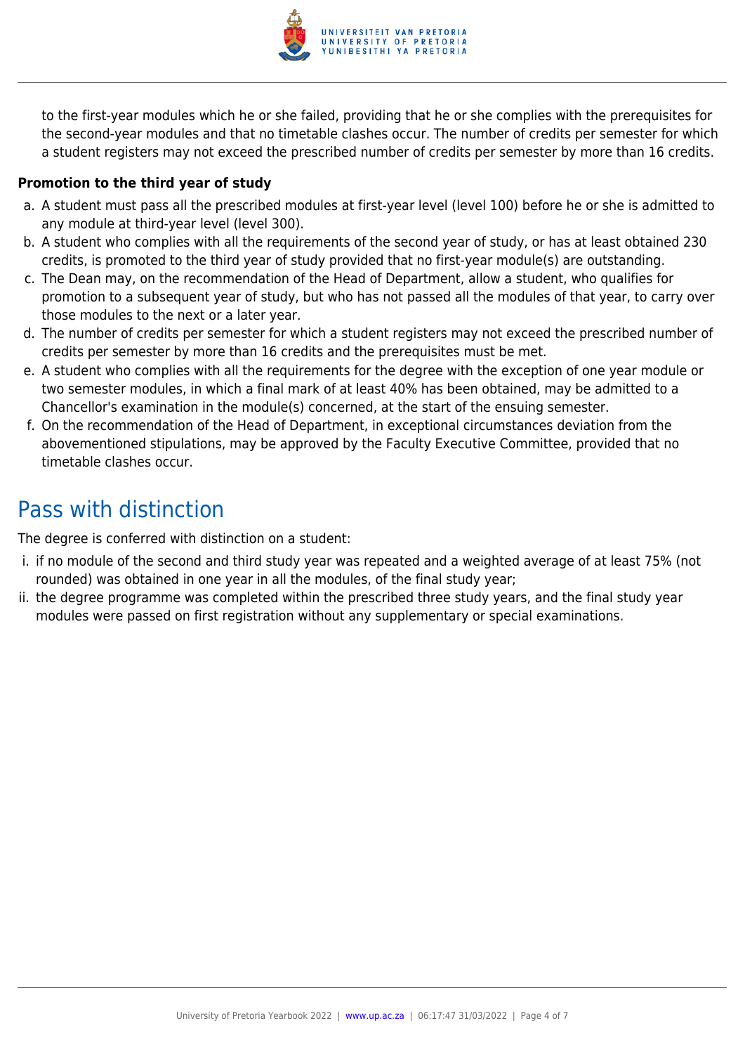to the first-year modules which he or she failed, providing that he or she complies with the prerequisites for the second-year modules and that no timetable clashes occur. The number of credits per semester for which a student registers may not exceed the prescribed number of credits per semester by more than 16 credits.

**Promotion to the third year of study**

a. A student must pass all the prescribed modules at first-year level (level 100) before he or she is admitted to any module at third-year level (level 300).
b. A student who complies with all the requirements of the second year of study, or has at least obtained 230 credits, is promoted to the third year of study provided that no first-year module(s) are outstanding.
c. The Dean may, on the recommendation of the Head of Department, allow a student, who qualifies for promotion to a subsequent year of study, but who has not passed all the modules of that year, to carry over those modules to the next or a later year.
d. The number of credits per semester for which a student registers may not exceed the prescribed number of credits per semester by more than 16 credits and the prerequisites must be met.
e. A student who complies with all the requirements for the degree with the exception of one year module or two semester modules, in which a final mark of at least 40% has been obtained, may be admitted to a Chancellor's examination in the module(s) concerned, at the start of the ensuing semester.
f. On the recommendation of the Head of Department, in exceptional circumstances deviation from the abovementioned stipulations, may be approved by the Faculty Executive Committee, provided that no timetable clashes occur.

# Pass with distinction

The degree is conferred with distinction on a student:

i. if no module of the second and third study year was repeated and a weighted average of at least 75% (not rounded) was obtained in one year in all the modules, of the final study year;
ii. the degree programme was completed within the prescribed three study years, and the final study year modules were passed on first registration without any supplementary or special examinations.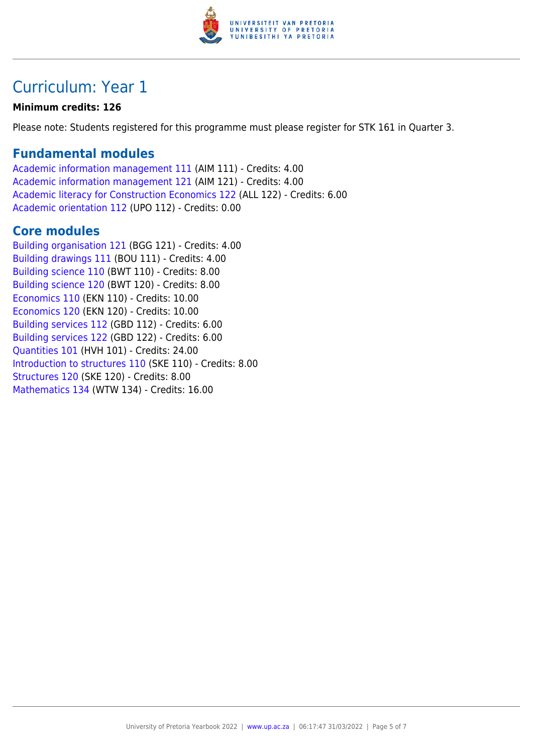# Curriculum: Year 1

**Minimum credits: 126**

Please note: Students registered for this programme must please register for STK 161 in Quarter 3.

## Fundamental modules

Academic information management 111 (AIM 111) - Credits: 4.00
Academic information management 121 (AIM 121) - Credits: 4.00
Academic literacy for Construction Economics 122 (ALL 122) - Credits: 6.00
Academic orientation 112 (UPO 112) - Credits: 0.00

## Core modules

Building organisation 121 (BGG 121) - Credits: 4.00
Building drawings 111 (BOU 111) - Credits: 4.00
Building science 110 (BWT 110) - Credits: 8.00
Building science 120 (BWT 120) - Credits: 8.00
Economics 110 (EKN 110) - Credits: 10.00
Economics 120 (EKN 120) - Credits: 10.00
Building services 112 (GBD 112) - Credits: 6.00
Building services 122 (GBD 122) - Credits: 6.00
Quantities 101 (HVH 101) - Credits: 24.00
Introduction to structures 110 (SKE 110) - Credits: 8.00
Structures 120 (SKE 120) - Credits: 8.00
Mathematics 134 (WTW 134) - Credits: 16.00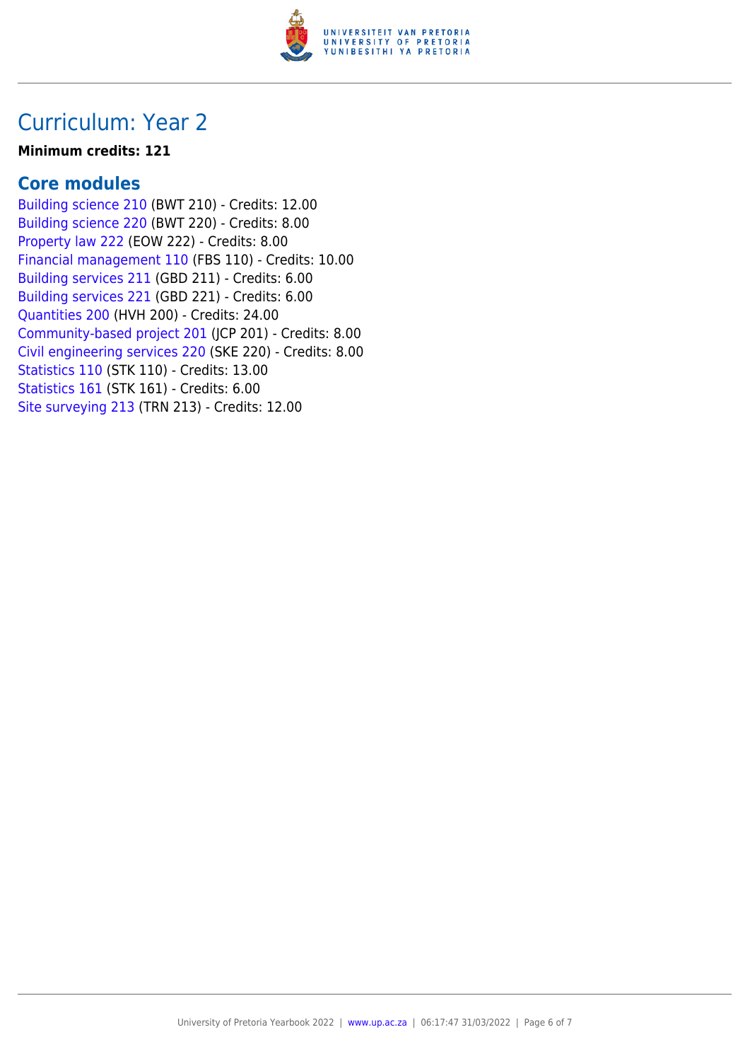# Curriculum: Year 2

**Minimum credits: 121**

## Core modules

Building science 210 (BWT 210) - Credits: 12.00
Building science 220 (BWT 220) - Credits: 8.00
Property law 222 (EOW 222) - Credits: 8.00
Financial management 110 (FBS 110) - Credits: 10.00
Building services 211 (GBD 211) - Credits: 6.00
Building services 221 (GBD 221) - Credits: 6.00
Quantities 200 (HVH 200) - Credits: 24.00
Community-based project 201 (JCP 201) - Credits: 8.00
Civil engineering services 220 (SKE 220) - Credits: 8.00
Statistics 110 (STK 110) - Credits: 13.00
Statistics 161 (STK 161) - Credits: 6.00
Site surveying 213 (TRN 213) - Credits: 12.00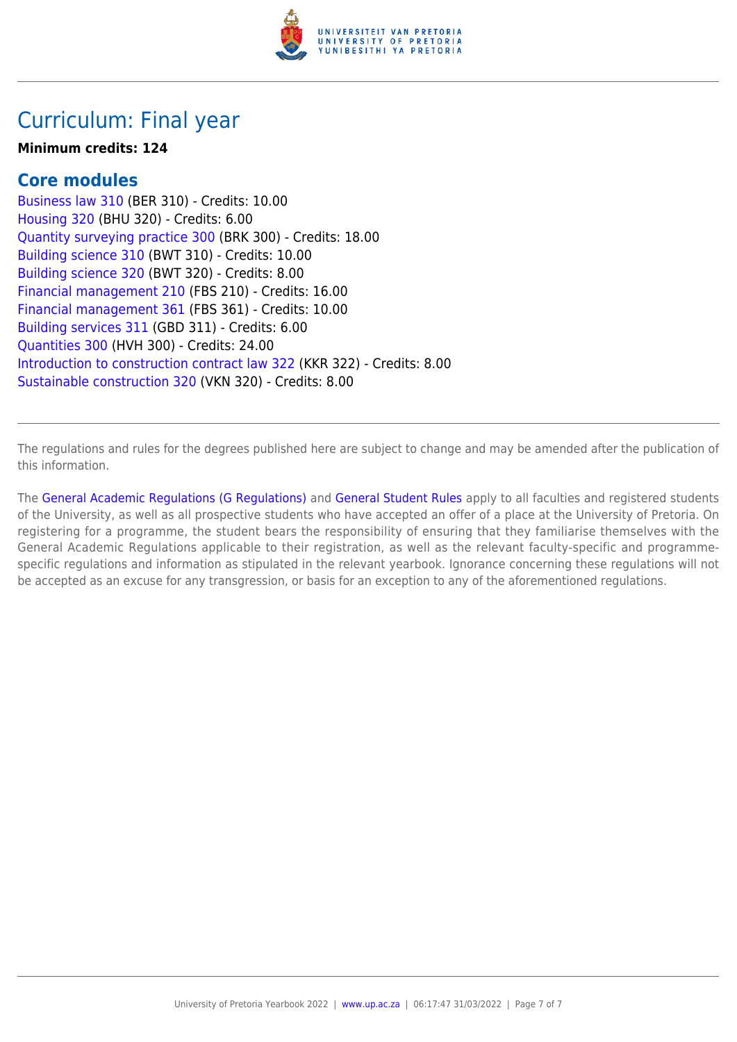## Curriculum: Final year

**Minimum credits: 124**

### Core modules

Business law 310 (BER 310) - Credits: 10.00
Housing 320 (BHU 320) - Credits: 6.00
Quantity surveying practice 300 (BRK 300) - Credits: 18.00
Building science 310 (BWT 310) - Credits: 10.00
Building science 320 (BWT 320) - Credits: 8.00
Financial management 210 (FBS 210) - Credits: 16.00
Financial management 361 (FBS 361) - Credits: 10.00
Building services 311 (GBD 311) - Credits: 6.00
Quantities 300 (HVH 300) - Credits: 24.00
Introduction to construction contract law 322 (KKR 322) - Credits: 8.00
Sustainable construction 320 (VKN 320) - Credits: 8.00

---

The regulations and rules for the degrees published here are subject to change and may be amended after the publication of this information.

The General Academic Regulations (G Regulations) and General Student Rules apply to all faculties and registered students of the University, as well as all prospective students who have accepted an offer of a place at the University of Pretoria. On registering for a programme, the student bears the responsibility of ensuring that they familiarise themselves with the General Academic Regulations applicable to their registration, as well as the relevant faculty-specific and programme-specific regulations and information as stipulated in the relevant yearbook. Ignorance concerning these regulations will not be accepted as an excuse for any transgression, or basis for an exception to any of the aforementioned regulations.